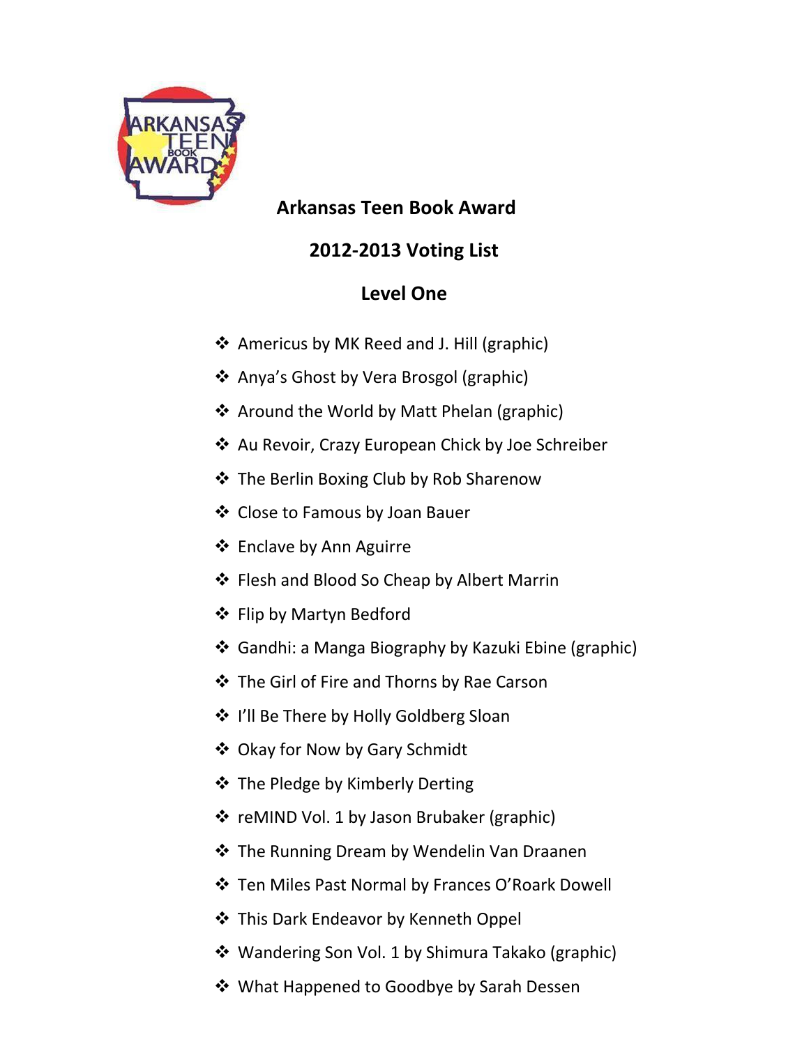# Arkansas Teen Book Award

## 2012-2013 Voting List

## Level One

- Americus by MK Reed and J. Hill (graphic)
- Anya's Ghost by Vera Brosgol (graphic)
- Around the World by Matt Phelan (graphic)
- Au Revoir, Crazy European Chick by Joe Schreiber
- The Berlin Boxing Club by Rob Sharenow
- Close to Famous by Joan Bauer
- Enclave by Ann Aguirre
- Flesh and Blood So Cheap by Albert Marrin
- Flip by Martyn Bedford
- Gandhi: a Manga Biography by Kazuki Ebine (graphic)
- The Girl of Fire and Thorns by Rae Carson
- I'll Be There by Holly Goldberg Sloan
- Okay for Now by Gary Schmidt
- The Pledge by Kimberly Derting
- reMIND Vol. 1 by Jason Brubaker (graphic)
- The Running Dream by Wendelin Van Draanen
- Ten Miles Past Normal by Frances O'Roark Dowell
- This Dark Endeavor by Kenneth Oppel
- Wandering Son Vol. 1 by Shimura Takako (graphic)
- What Happened to Goodbye by Sarah Dessen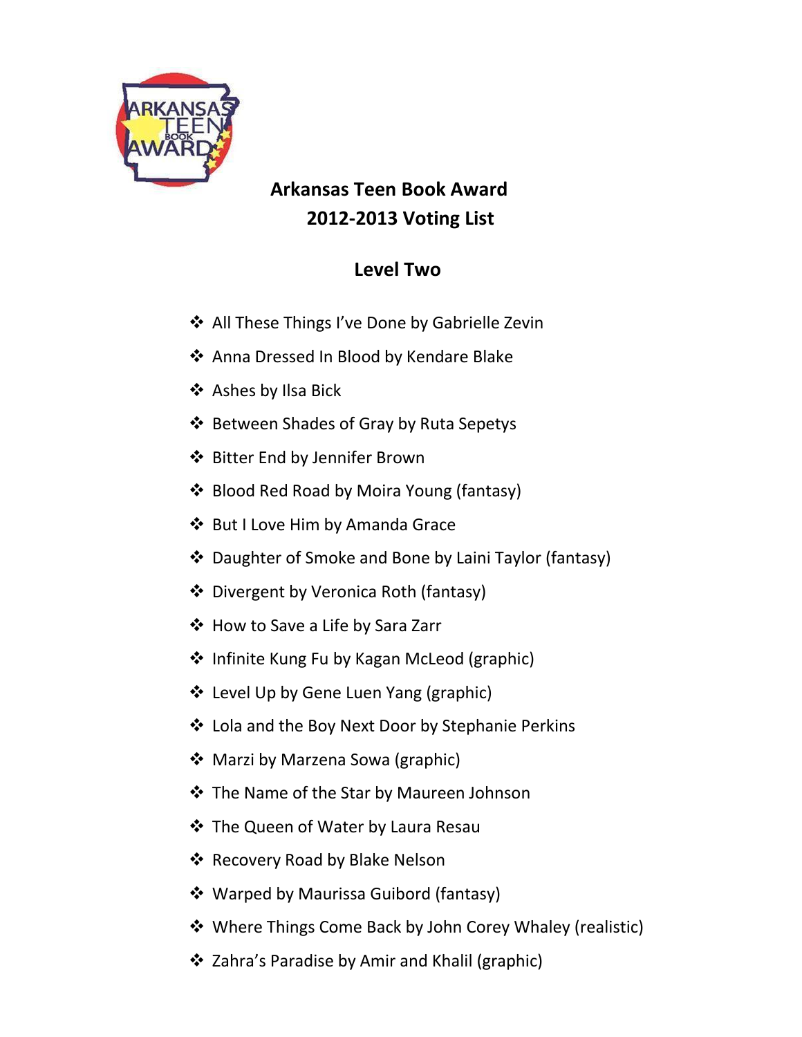# Arkansas Teen Book Award
## 2012-2013 Voting List

### Level Two

- All These Things I've Done by Gabrielle Zevin
- Anna Dressed In Blood by Kendare Blake
- Ashes by Ilsa Bick
- Between Shades of Gray by Ruta Sepetys
- Bitter End by Jennifer Brown
- Blood Red Road by Moira Young (fantasy)
- But I Love Him by Amanda Grace
- Daughter of Smoke and Bone by Laini Taylor (fantasy)
- Divergent by Veronica Roth (fantasy)
- How to Save a Life by Sara Zarr
- Infinite Kung Fu by Kagan McLeod (graphic)
- Level Up by Gene Luen Yang (graphic)
- Lola and the Boy Next Door by Stephanie Perkins
- Marzi by Marzena Sowa (graphic)
- The Name of the Star by Maureen Johnson
- The Queen of Water by Laura Resau
- Recovery Road by Blake Nelson
- Warped by Maurissa Guibord (fantasy)
- Where Things Come Back by John Corey Whaley (realistic)
- Zahra's Paradise by Amir and Khalil (graphic)